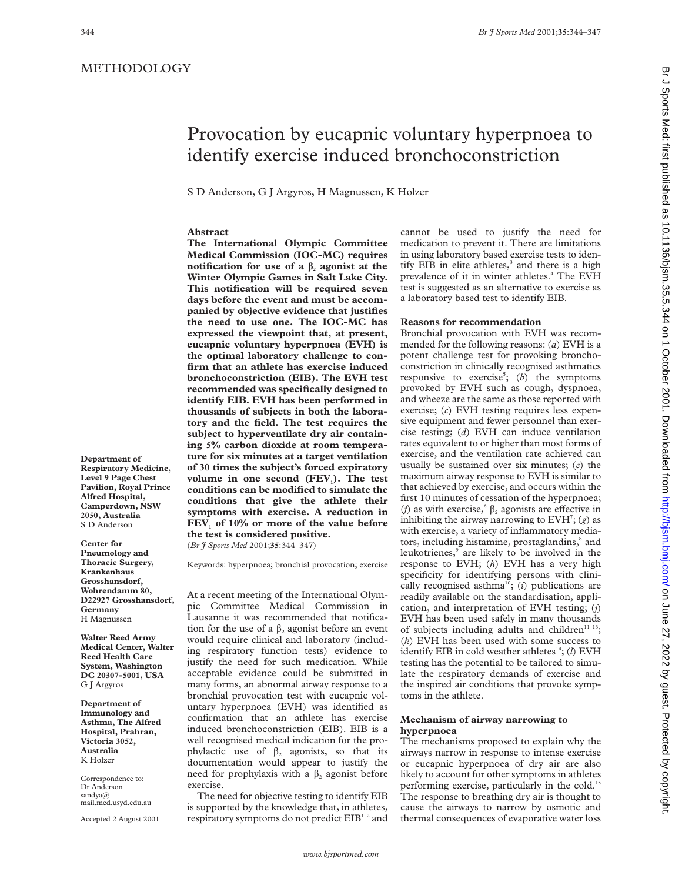METHODOLOGY

# Provocation by eucapnic voluntary hyperpnoea to identify exercise induced bronchoconstriction

S D Anderson, G J Argyros, H Magnussen, K Holzer

**Department of Respiratory Medicine, Level 9 Page Chest Pavilion, Royal Prince Alfred Hospital, Camperdown, NSW 2050, Australia**
S D Anderson

**Center for Pneumology and Thoracic Surgery, Krankenhaus Grosshansdorf, Wohrendamm 80, D22927 Grosshansdorf, Germany**
H Magnussen

**Walter Reed Army Medical Center, Walter Reed Health Care System, Washington DC 20307-5001, USA**
G J Argyros

**Department of Immunology and Asthma, The Alfred Hospital, Prahran, Victoria 3052, Australia**
K Holzer

Correspondence to: Dr Anderson sandya@mail.med.usyd.edu.au

Accepted 2 August 2001

## Abstract

**The International Olympic Committee Medical Commission (IOC-MC) requires notification for use of a $\beta_2$ agonist at the Winter Olympic Games in Salt Lake City. This notification will be required seven days before the event and must be accompanied by objective evidence that justifies the need to use one. The IOC-MC has expressed the viewpoint that, at present, eucapnic voluntary hyperpnoea (EVH) is the optimal laboratory challenge to confirm that an athlete has exercise induced bronchoconstriction (EIB). The EVH test recommended was specifically designed to identify EIB. EVH has been performed in thousands of subjects in both the laboratory and the field. The test requires the subject to hyperventilate dry air containing 5% carbon dioxide at room temperature for six minutes at a target ventilation of 30 times the subject's forced expiratory volume in one second ($FEV_1$). The test conditions can be modified to simulate the conditions that give the athlete their symptoms with exercise. A reduction in $FEV_1$ of 10% or more of the value before the test is considered positive.**

(*Br J Sports Med* 2001;**35**:344–347)

Keywords: hyperpnoea; bronchial provocation; exercise

At a recent meeting of the International Olympic Committee Medical Commission in Lausanne it was recommended that notification for the use of a $\beta_2$ agonist before an event would require clinical and laboratory (including respiratory function tests) evidence to justify the need for such medication. While acceptable evidence could be submitted in many forms, an abnormal airway response to a bronchial provocation test with eucapnic voluntary hyperpnoea (EVH) was identified as confirmation that an athlete has exercise induced bronchoconstriction (EIB). EIB is a well recognised medical indication for the prophylactic use of $\beta_2$ agonists, so that its documentation would appear to justify the need for prophylaxis with a $\beta_2$ agonist before exercise.

The need for objective testing to identify EIB is supported by the knowledge that, in athletes, respiratory symptoms do not predict EIB[1 2] and cannot be used to justify the need for medication to prevent it. There are limitations in using laboratory based exercise tests to identify EIB in elite athletes,[3] and there is a high prevalence of it in winter athletes.[4] The EVH test is suggested as an alternative to exercise as a laboratory based test to identify EIB.

### Reasons for recommendation

Bronchial provocation with EVH was recommended for the following reasons: (*a*) EVH is a potent challenge test for provoking bronchoconstriction in clinically recognised asthmatics responsive to exercise[5]; (*b*) the symptoms provoked by EVH such as cough, dyspnoea, and wheeze are the same as those reported with exercise; (*c*) EVH testing requires less expensive equipment and fewer personnel than exercise testing; (*d*) EVH can induce ventilation rates equivalent to or higher than most forms of exercise, and the ventilation rate achieved can usually be sustained over six minutes; (*e*) the maximum airway response to EVH is similar to that achieved by exercise, and occurs within the first 10 minutes of cessation of the hyperpnoea; (*f*) as with exercise,[6] $\beta_2$ agonists are effective in inhibiting the airway narrowing to EVH[7]; (*g*) as with exercise, a variety of inflammatory mediators, including histamine, prostaglandins,[8] and leukotrienes,[9] are likely to be involved in the response to EVH; (*h*) EVH has a very high specificity for identifying persons with clinically recognised asthma[10]; (*i*) publications are readily available on the standardisation, application, and interpretation of EVH testing; (*j*) EVH has been used safely in many thousands of subjects including adults and children[11–13]; (*k*) EVH has been used with some success to identify EIB in cold weather athletes[14]; (*l*) EVH testing has the potential to be tailored to simulate the respiratory demands of exercise and the inspired air conditions that provoke symptoms in the athlete.

### Mechanism of airway narrowing to hyperpnoea

The mechanisms proposed to explain why the airways narrow in response to intense exercise or eucapnic hyperpnoea of dry air are also likely to account for other symptoms in athletes performing exercise, particularly in the cold.[15] The response to breathing dry air is thought to cause the airways to narrow by osmotic and thermal consequences of evaporative water loss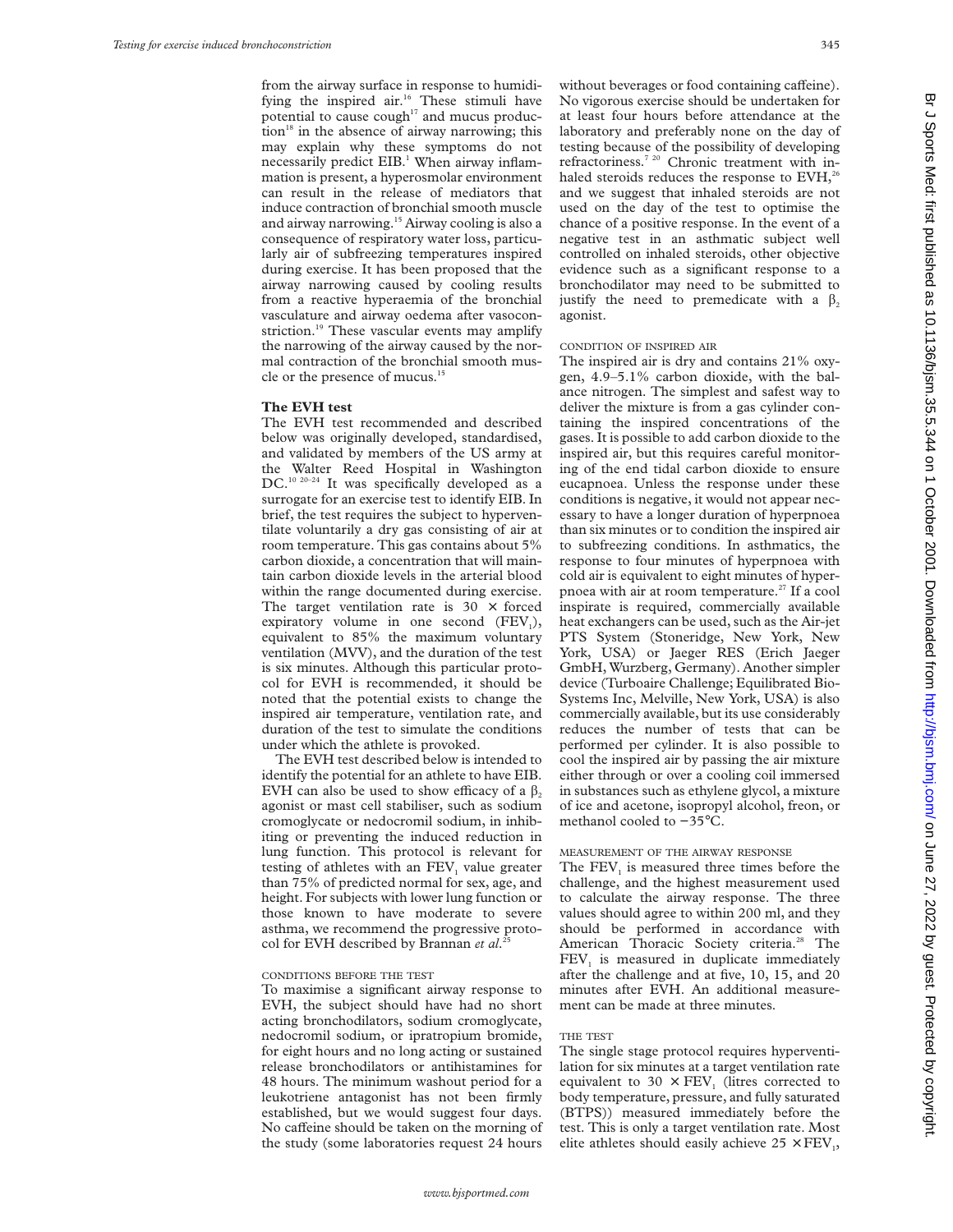from the airway surface in response to humidifying the inspired air.[16] These stimuli have potential to cause cough[17] and mucus production[18] in the absence of airway narrowing; this may explain why these symptoms do not necessarily predict EIB.[1] When airway inflammation is present, a hyperosmolar environment can result in the release of mediators that induce contraction of bronchial smooth muscle and airway narrowing.[15] Airway cooling is also a consequence of respiratory water loss, particularly air of subfreezing temperatures inspired during exercise. It has been proposed that the airway narrowing caused by cooling results from a reactive hyperaemia of the bronchial vasculature and airway oedema after vasoconstriction.[19] These vascular events may amplify the narrowing of the airway caused by the normal contraction of the bronchial smooth muscle or the presence of mucus.[15]

## The EVH test

The EVH test recommended and described below was originally developed, standardised, and validated by members of the US army at the Walter Reed Hospital in Washington DC.[10 20–24] It was specifically developed as a surrogate for an exercise test to identify EIB. In brief, the test requires the subject to hyperventilate voluntarily a dry gas consisting of air at room temperature. This gas contains about 5% carbon dioxide, a concentration that will maintain carbon dioxide levels in the arterial blood within the range documented during exercise. The target ventilation rate is 30 × forced expiratory volume in one second ($FEV_1$), equivalent to 85% the maximum voluntary ventilation (MVV), and the duration of the test is six minutes. Although this particular protocol for EVH is recommended, it should be noted that the potential exists to change the inspired air temperature, ventilation rate, and duration of the test to simulate the conditions under which the athlete is provoked.

The EVH test described below is intended to identify the potential for an athlete to have EIB. EVH can also be used to show efficacy of a $\beta_2$ agonist or mast cell stabiliser, such as sodium cromoglycate or nedocromil sodium, in inhibiting or preventing the induced reduction in lung function. This protocol is relevant for testing of athletes with an $FEV_1$ value greater than 75% of predicted normal for sex, age, and height. For subjects with lower lung function or those known to have moderate to severe asthma, we recommend the progressive protocol for EVH described by Brannan *et al*.[25]

### CONDITIONS BEFORE THE TEST

To maximise a significant airway response to EVH, the subject should have had no short acting bronchodilators, sodium cromoglycate, nedocromil sodium, or ipratropium bromide, for eight hours and no long acting or sustained release bronchodilators or antihistamines for 48 hours. The minimum washout period for a leukotriene antagonist has not been firmly established, but we would suggest four days. No caffeine should be taken on the morning of the study (some laboratories request 24 hours without beverages or food containing caffeine). No vigorous exercise should be undertaken for at least four hours before attendance at the laboratory and preferably none on the day of testing because of the possibility of developing refractoriness.[7 20] Chronic treatment with inhaled steroids reduces the response to EVH,[26] and we suggest that inhaled steroids are not used on the day of the test to optimise the chance of a positive response. In the event of a negative test in an asthmatic subject well controlled on inhaled steroids, other objective evidence such as a significant response to a bronchodilator may need to be submitted to justify the need to premedicate with a $\beta_2$ agonist.

### CONDITION OF INSPIRED AIR

The inspired air is dry and contains 21% oxygen, 4.9–5.1% carbon dioxide, with the balance nitrogen. The simplest and safest way to deliver the mixture is from a gas cylinder containing the inspired concentrations of the gases. It is possible to add carbon dioxide to the inspired air, but this requires careful monitoring of the end tidal carbon dioxide to ensure eucapnoea. Unless the response under these conditions is negative, it would not appear necessary to have a longer duration of hyperpnoea than six minutes or to condition the inspired air to subfreezing conditions. In asthmatics, the response to four minutes of hyperpnoea with cold air is equivalent to eight minutes of hyperpnoea with air at room temperature.[27] If a cool inspirate is required, commercially available heat exchangers can be used, such as the Air-jet PTS System (Stoneridge, New York, New York, USA) or Jaeger RES (Erich Jaeger GmbH, Wurzberg, Germany). Another simpler device (Turboaire Challenge; Equilibrated Bio-Systems Inc, Melville, New York, USA) is also commercially available, but its use considerably reduces the number of tests that can be performed per cylinder. It is also possible to cool the inspired air by passing the air mixture either through or over a cooling coil immersed in substances such as ethylene glycol, a mixture of ice and acetone, isopropyl alcohol, freon, or methanol cooled to −35°C.

### MEASUREMENT OF THE AIRWAY RESPONSE

The $FEV_1$ is measured three times before the challenge, and the highest measurement used to calculate the airway response. The three values should agree to within 200 ml, and they should be performed in accordance with American Thoracic Society criteria.[28] The $FEV_1$ is measured in duplicate immediately after the challenge and at five, 10, 15, and 20 minutes after EVH. An additional measurement can be made at three minutes.

### THE TEST

The single stage protocol requires hyperventilation for six minutes at a target ventilation rate equivalent to 30 × $FEV_1$ (litres corrected to body temperature, pressure, and fully saturated (BTPS)) measured immediately before the test. This is only a target ventilation rate. Most elite athletes should easily achieve 25 × $FEV_1$,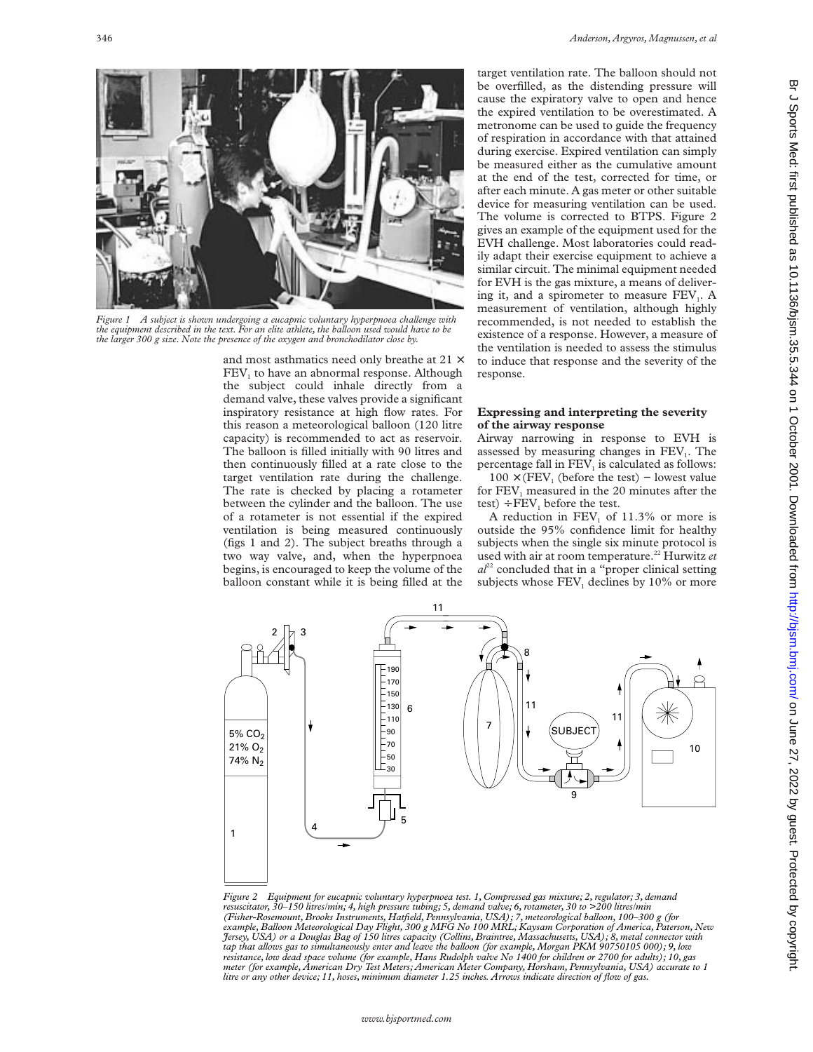Figure 1 A subject is shown undergoing a eucapnic voluntary hyperpnoea challenge with the equipment described in the text. For an elite athlete, the balloon used would have to be the larger 300 g size. Note the presence of the oxygen and bronchodilator close by.

and most asthmatics need only breathe at 21 × $FEV_1$ to have an abnormal response. Although the subject could inhale directly from a demand valve, these valves provide a significant inspiratory resistance at high flow rates. For this reason a meteorological balloon (120 litre capacity) is recommended to act as reservoir. The balloon is filled initially with 90 litres and then continuously filled at a rate close to the target ventilation rate during the challenge. The rate is checked by placing a rotameter between the cylinder and the balloon. The use of a rotameter is not essential if the expired ventilation is being measured continuously (figs 1 and 2). The subject breaths through a two way valve, and, when the hyperpnoea begins, is encouraged to keep the volume of the balloon constant while it is being filled at the target ventilation rate. The balloon should not be overfilled, as the distending pressure will cause the expiratory valve to open and hence the expired ventilation to be overestimated. A metronome can be used to guide the frequency of respiration in accordance with that attained during exercise. Expired ventilation can simply be measured either as the cumulative amount at the end of the test, corrected for time, or after each minute. A gas meter or other suitable device for measuring ventilation can be used. The volume is corrected to BTPS. Figure 2 gives an example of the equipment used for the EVH challenge. Most laboratories could readily adapt their exercise equipment to achieve a similar circuit. The minimal equipment needed for EVH is the gas mixture, a means of delivering it, and a spirometer to measure $FEV_1$. A measurement of ventilation, although highly recommended, is not needed to establish the existence of a response. However, a measure of the ventilation is needed to assess the stimulus to induce that response and the severity of the response.

## Expressing and interpreting the severity of the airway response

Airway narrowing in response to EVH is assessed by measuring changes in $FEV_1$. The percentage fall in $FEV_1$ is calculated as follows:

100 × ($FEV_1$ (before the test) − lowest value for $FEV_1$ measured in the 20 minutes after the test) ÷ $FEV_1$ before the test.

A reduction in $FEV_1$ of 11.3% or more is outside the 95% confidence limit for healthy subjects when the single six minute protocol is used with air at room temperature.[22] Hurwitz *et al*[22] concluded that in a "proper clinical setting subjects whose $FEV_1$ declines by 10% or more

Figure 2 Equipment for eucapnic voluntary hyperpnoea test. 1, Compressed gas mixture; 2, regulator; 3, demand resuscitator, 30–150 litres/min; 4, high pressure tubing; 5, demand valve; 6, rotameter, 30 to >200 litres/min (Fisher-Rosemount, Brooks Instruments, Hatfield, Pennsylvania, USA); 7, meteorological balloon, 100–300 g (for example, Balloon Meteorological Day Flight, 300 g MFG No 100 MRL; Kaysam Corporation of America, Paterson, New Jersey, USA) or a Douglas Bag of 150 litres capacity (Collins, Braintree, Massachusetts, USA); 8, metal connector with tap that allows gas to simultaneously enter and leave the balloon (for example, Morgan PKM 90750105 000); 9, low resistance, low dead space volume (for example, Hans Rudolph valve No 1400 for children or 2700 for adults); 10, gas meter (for example, American Dry Test Meters; American Meter Company, Horsham, Pennsylvania, USA) accurate to 1 litre or any other device; 11, hoses, minimum diameter 1.25 inches. Arrows indicate direction of flow of gas.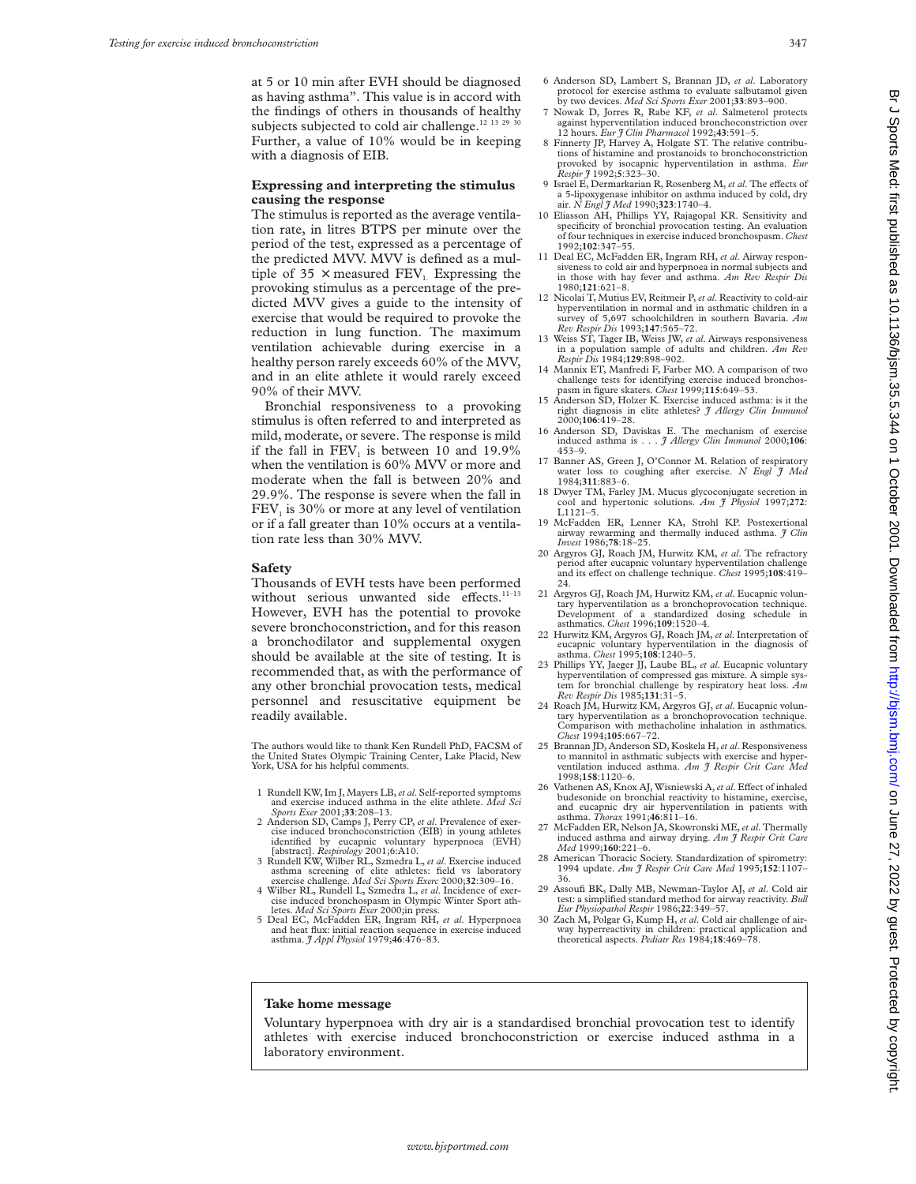at 5 or 10 min after EVH should be diagnosed as having asthma". This value is in accord with the findings of others in thousands of healthy subjects subjected to cold air challenge.[12 13 29 30] Further, a value of 10% would be in keeping with a diagnosis of EIB.

## Expressing and interpreting the stimulus causing the response

The stimulus is reported as the average ventilation rate, in litres BTPS per minute over the period of the test, expressed as a percentage of the predicted MVV. MVV is defined as a multiple of 35 × measured $FEV_1$. Expressing the provoking stimulus as a percentage of the predicted MVV gives a guide to the intensity of exercise that would be required to provoke the reduction in lung function. The maximum ventilation achievable during exercise in a healthy person rarely exceeds 60% of the MVV, and in an elite athlete it would rarely exceed 90% of their MVV.

Bronchial responsiveness to a provoking stimulus is often referred to and interpreted as mild, moderate, or severe. The response is mild if the fall in $FEV_1$ is between 10 and 19.9% when the ventilation is 60% MVV or more and moderate when the fall is between 20% and 29.9%. The response is severe when the fall in $FEV_1$ is 30% or more at any level of ventilation or if a fall greater than 10% occurs at a ventilation rate less than 30% MVV.

## Safety

Thousands of EVH tests have been performed without serious unwanted side effects.[11–13] However, EVH has the potential to provoke severe bronchoconstriction, and for this reason a bronchodilator and supplemental oxygen should be available at the site of testing. It is recommended that, as with the performance of any other bronchial provocation tests, medical personnel and resuscitative equipment be readily available.

The authors would like to thank Ken Rundell PhD, FACSM of the United States Olympic Training Center, Lake Placid, New York, USA for his helpful comments.

1 Rundell KW, Im J, Mayers LB, *et al*. Self-reported symptoms and exercise induced asthma in the elite athlete. *Med Sci Sports Exer* 2001;**33**:208–13.
2 Anderson SD, Camps J, Perry CP, *et al*. Prevalence of exercise induced bronchoconstriction (EIB) in young athletes identified by eucapnic voluntary hyperpnoea (EVH) [abstract]. *Respirology* 2001;6:A10.
3 Rundell KW, Wilber RL, Szmedra L, *et al*. Exercise induced asthma screening of elite athletes: field vs laboratory exercise challenge. *Med Sci Sports Exerc* 2000;**32**:309–16.
4 Wilber RL, Rundell L, Szmedra L, *et al*. Incidence of exercise induced bronchospasm in Olympic Winter Sport athletes. *Med Sci Sports Exer* 2000;in press.
5 Deal EC, McFadden ER, Ingram RH, *et al*. Hyperpnoea and heat flux: initial reaction sequence in exercise induced asthma. *J Appl Physiol* 1979;**46**:476–83.
6 Anderson SD, Lambert S, Brannan JD, *et al*. Laboratory protocol for exercise asthma to evaluate salbutamol given by two devices. *Med Sci Sports Exer* 2001;**33**:893–900.
7 Nowak D, Jorres R, Rabe KF, *et al*. Salmeterol protects against hyperventilation induced bronchoconstriction over 12 hours. *Eur J Clin Pharmacol* 1992;**43**:591–5.
8 Finnerty JP, Harvey A, Holgate ST. The relative contributions of histamine and prostanoids to bronchoconstriction provoked by isocapnic hyperventilation in asthma. *Eur Respir J* 1992;**5**:323–30.
9 Israel E, Dermarkarian R, Rosenberg M, *et al*. The effects of a 5-lipoxygenase inhibitor on asthma induced by cold, dry air. *N Engl J Med* 1990;**323**:1740–4.
10 Eliasson AH, Phillips YY, Rajagopal KR. Sensitivity and specificity of bronchial provocation testing. An evaluation of four techniques in exercise induced bronchospasm. *Chest* 1992;**102**:347–55.
11 Deal EC, McFadden ER, Ingram RH, *et al*. Airway responsiveness to cold air and hyperpnoea in normal subjects and in those with hay fever and asthma. *Am Rev Respir Dis* 1980;**121**:621–8.
12 Nicolai T, Mutius EV, Reitmeir P, *et al*. Reactivity to cold-air hyperventilation in normal and in asthmatic children in a survey of 5,697 schoolchildren in southern Bavaria. *Am Rev Respir Dis* 1993;**147**:565–72.
13 Weiss ST, Tager IB, Weiss JW, *et al*. Airways responsiveness in a population sample of adults and children. *Am Rev Respir Dis* 1984;**129**:898–902.
14 Mannix ET, Manfredi F, Farber MO. A comparison of two challenge tests for identifying exercise induced bronchospasm in figure skaters. *Chest* 1999;**115**:649–53.
15 Anderson SD, Holzer K. Exercise induced asthma: is it the right diagnosis in elite athletes? *J Allergy Clin Immunol* 2000;**106**:419–28.
16 Anderson SD, Daviskas E. The mechanism of exercise induced asthma is . . . *J Allergy Clin Immunol* 2000;**106**: 453–9.
17 Banner AS, Green J, O'Connor M. Relation of respiratory water loss to coughing after exercise. *N Engl J Med* 1984;**311**:883–6.
18 Dwyer TM, Farley JM. Mucus glycoconjugate secretion in cool and hypertonic solutions. *Am J Physiol* 1997;**272**: L1121–5.
19 McFadden ER, Lenner KA, Strohl KP. Postexertional airway rewarming and thermally induced asthma. *J Clin Invest* 1986;**78**:18–25.
20 Argyros GJ, Roach JM, Hurwitz KM, *et al*. The refractory period after eucapnic voluntary hyperventilation challenge and its effect on challenge technique. *Chest* 1995;**108**:419–24.
21 Argyros GJ, Roach JM, Hurwitz KM, *et al*. Eucapnic voluntary hyperventilation as a bronchoprovocation technique. Development of a standardized dosing schedule in asthmatics. *Chest* 1996;**109**:1520–4.
22 Hurwitz KM, Argyros GJ, Roach JM, *et al*. Interpretation of eucapnic voluntary hyperventilation in the diagnosis of asthma. *Chest* 1995;**108**:1240–5.
23 Phillips YY, Jaeger JJ, Laube BL, *et al*. Eucapnic voluntary hyperventilation of compressed gas mixture. A simple system for bronchial challenge by respiratory heat loss. *Am Rev Respir Dis* 1985;**131**:31–5.
24 Roach JM, Hurwitz KM, Argyros GJ, *et al*. Eucapnic voluntary hyperventilation as a bronchoprovocation technique. Comparison with methacholine inhalation in asthmatics. *Chest* 1994;**105**:667–72.
25 Brannan JD, Anderson SD, Koskela H, *et al*. Responsiveness to mannitol in asthmatic subjects with exercise and hyperventilation induced asthma. *Am J Respir Crit Care Med* 1998;**158**:1120–6.
26 Vathenen AS, Knox AJ, Wisniewski A, *et al*. Effect of inhaled budesonide on bronchial reactivity to histamine, exercise, and eucapnic dry air hyperventilation in patients with asthma. *Thorax* 1991;**46**:811–16.
27 McFadden ER, Nelson JA, Skowronski ME, *et al*. Thermally induced asthma and airway drying. *Am J Respir Crit Care Med* 1999;**160**:221–6.
28 American Thoracic Society. Standardization of spirometry: 1994 update. *Am J Respir Crit Care Med* 1995;**152**:1107–36.
29 Assoufi BK, Dally MB, Newman-Taylor AJ, *et al*. Cold air test: a simplified standard method for airway reactivity. *Bull Eur Physiopathol Respir* 1986;**22**:349–57.
30 Zach M, Polgar G, Kump H, *et al*. Cold air challenge of airway hyperreactivity in children: practical application and theoretical aspects. *Pediatr Res* 1984;**18**:469–78.

**Take home message**

Voluntary hyperpnoea with dry air is a standardised bronchial provocation test to identify athletes with exercise induced bronchoconstriction or exercise induced asthma in a laboratory environment.